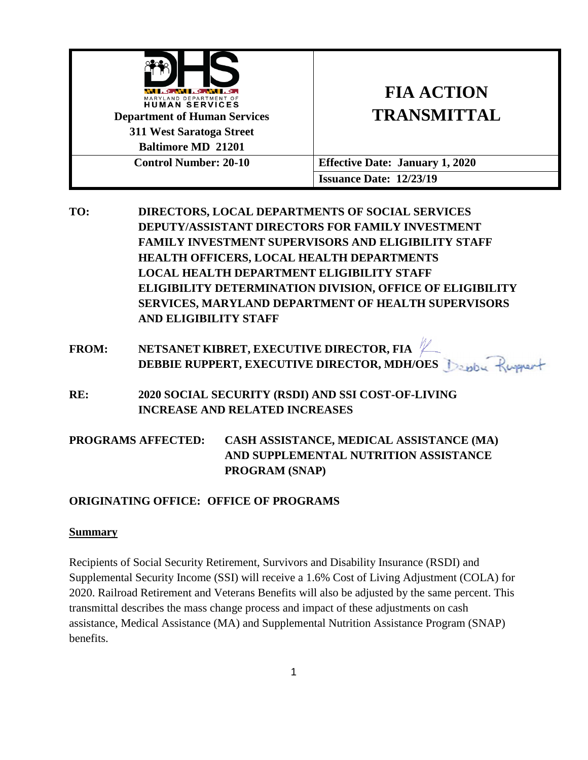| MARYLAND DEPARTMENT OF HUMAN SERVICES<br>**Department of Human Services**<br>**311 West Saratoga Street**<br>**Baltimore MD 21201** | **FIA ACTION TRANSMITTAL** |
|---|---|
| **Control Number: 20-10** | **Effective Date: January 1, 2020** |
| | **Issuance Date: 12/23/19** |

**TO:** DIRECTORS, LOCAL DEPARTMENTS OF SOCIAL SERVICES
DEPUTY/ASSISTANT DIRECTORS FOR FAMILY INVESTMENT
FAMILY INVESTMENT SUPERVISORS AND ELIGIBILITY STAFF
HEALTH OFFICERS, LOCAL HEALTH DEPARTMENTS
LOCAL HEALTH DEPARTMENT ELIGIBILITY STAFF
ELIGIBILITY DETERMINATION DIVISION, OFFICE OF ELIGIBILITY SERVICES, MARYLAND DEPARTMENT OF HEALTH SUPERVISORS AND ELIGIBILITY STAFF

**FROM:** NETSANET KIBRET, EXECUTIVE DIRECTOR, FIA
DEBBIE RUPPERT, EXECUTIVE DIRECTOR, MDH/OES

**RE:** 2020 SOCIAL SECURITY (RSDI) AND SSI COST-OF-LIVING INCREASE AND RELATED INCREASES

**PROGRAMS AFFECTED:** CASH ASSISTANCE, MEDICAL ASSISTANCE (MA) AND SUPPLEMENTAL NUTRITION ASSISTANCE PROGRAM (SNAP)

**ORIGINATING OFFICE:** OFFICE OF PROGRAMS

## Summary

Recipients of Social Security Retirement, Survivors and Disability Insurance (RSDI) and Supplemental Security Income (SSI) will receive a 1.6% Cost of Living Adjustment (COLA) for 2020. Railroad Retirement and Veterans Benefits will also be adjusted by the same percent. This transmittal describes the mass change process and impact of these adjustments on cash assistance, Medical Assistance (MA) and Supplemental Nutrition Assistance Program (SNAP) benefits.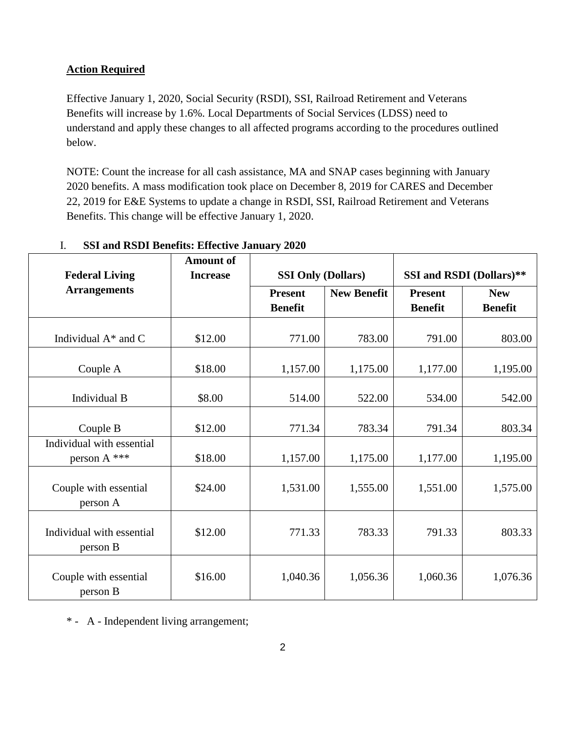**Action Required**

Effective January 1, 2020, Social Security (RSDI), SSI, Railroad Retirement and Veterans Benefits will increase by 1.6%. Local Departments of Social Services (LDSS) need to understand and apply these changes to all affected programs according to the procedures outlined below.

NOTE: Count the increase for all cash assistance, MA and SNAP cases beginning with January 2020 benefits. A mass modification took place on December 8, 2019 for CARES and December 22, 2019 for E&E Systems to update a change in RSDI, SSI, Railroad Retirement and Veterans Benefits. This change will be effective January 1, 2020.

I. **SSI and RSDI Benefits: Effective January 2020**

| Federal Living Arrangements | Amount of Increase | SSI Only (Dollars) | | SSI and RSDI (Dollars)** | |
|---|---|---|---|---|---|
| | | Present Benefit | New Benefit | Present Benefit | New Benefit |
| Individual A* and C | $12.00 | 771.00 | 783.00 | 791.00 | 803.00 |
| Couple A | $18.00 | 1,157.00 | 1,175.00 | 1,177.00 | 1,195.00 |
| Individual B | $8.00 | 514.00 | 522.00 | 534.00 | 542.00 |
| Couple B | $12.00 | 771.34 | 783.34 | 791.34 | 803.34 |
| Individual with essential person A *** | $18.00 | 1,157.00 | 1,175.00 | 1,177.00 | 1,195.00 |
| Couple with essential person A | $24.00 | 1,531.00 | 1,555.00 | 1,551.00 | 1,575.00 |
| Individual with essential person B | $12.00 | 771.33 | 783.33 | 791.33 | 803.33 |
| Couple with essential person B | $16.00 | 1,040.36 | 1,056.36 | 1,060.36 | 1,076.36 |

\* - A - Independent living arrangement;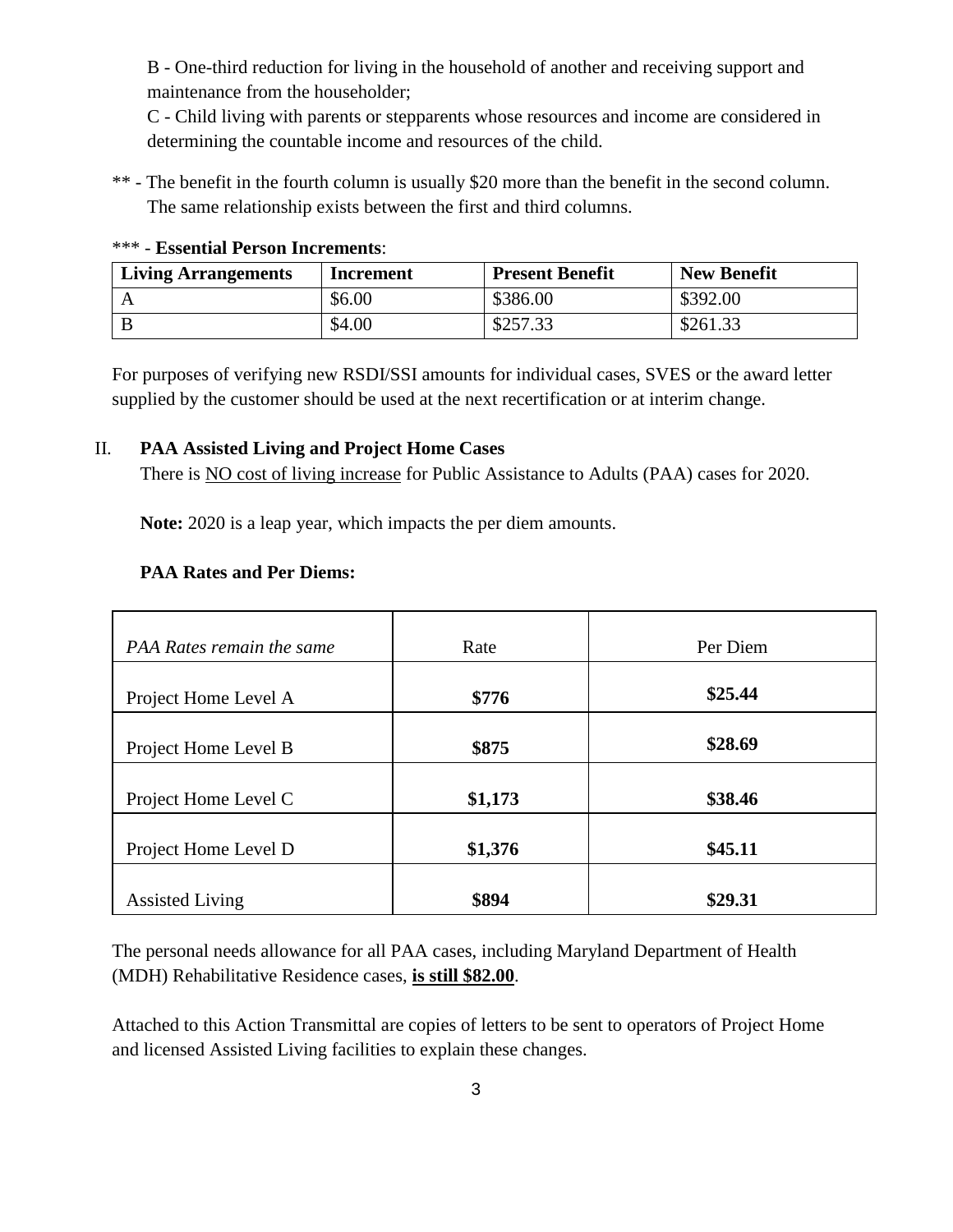B - One-third reduction for living in the household of another and receiving support and maintenance from the householder;

C - Child living with parents or stepparents whose resources and income are considered in determining the countable income and resources of the child.

** - The benefit in the fourth column is usually $20 more than the benefit in the second column. The same relationship exists between the first and third columns.

*** - **Essential Person Increments**:

| Living Arrangements | Increment | Present Benefit | New Benefit |
|---|---|---|---|
| A | $6.00 | $386.00 | $392.00 |
| B | $4.00 | $257.33 | $261.33 |

For purposes of verifying new RSDI/SSI amounts for individual cases, SVES or the award letter supplied by the customer should be used at the next recertification or at interim change.

## II. PAA Assisted Living and Project Home Cases

There is NO cost of living increase for Public Assistance to Adults (PAA) cases for 2020.

**Note:** 2020 is a leap year, which impacts the per diem amounts.

**PAA Rates and Per Diems:**

| *PAA Rates remain the same* | Rate | Per Diem |
|---|---|---|
| Project Home Level A | **$776** | **$25.44** |
| Project Home Level B | **$875** | **$28.69** |
| Project Home Level C | **$1,173** | **$38.46** |
| Project Home Level D | **$1,376** | **$45.11** |
| Assisted Living | **$894** | **$29.31** |

The personal needs allowance for all PAA cases, including Maryland Department of Health (MDH) Rehabilitative Residence cases, **is still $82.00**.

Attached to this Action Transmittal are copies of letters to be sent to operators of Project Home and licensed Assisted Living facilities to explain these changes.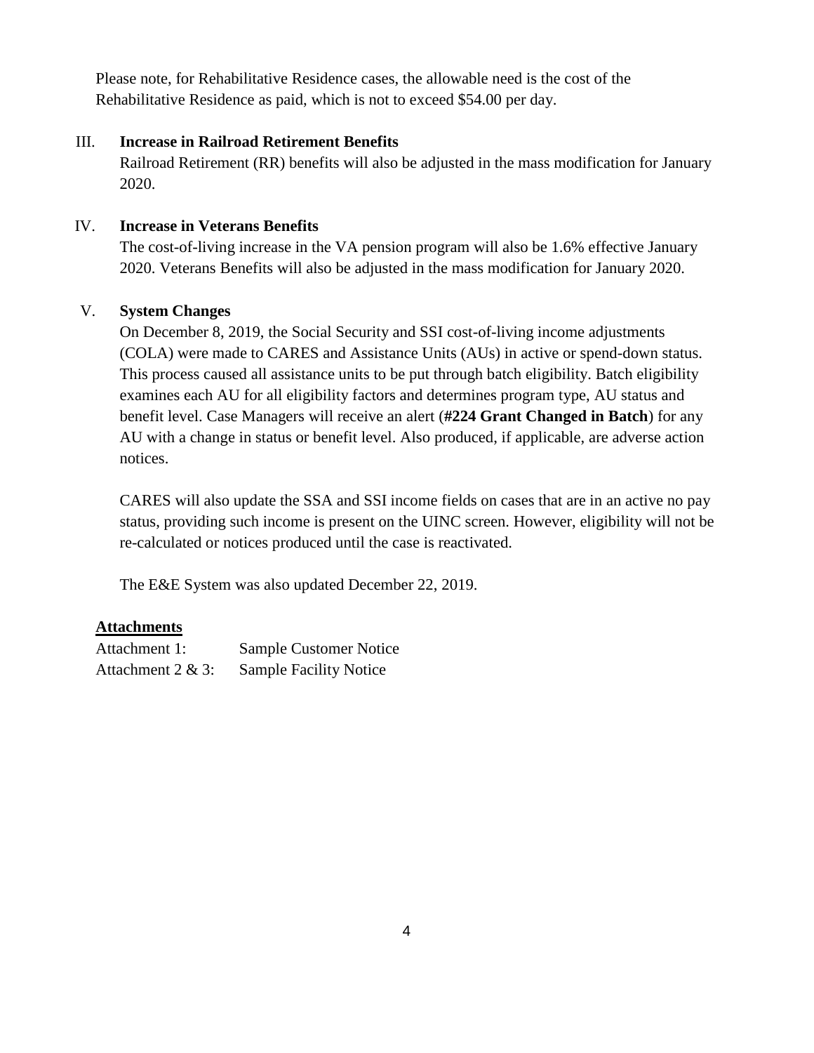Please note, for Rehabilitative Residence cases, the allowable need is the cost of the Rehabilitative Residence as paid, which is not to exceed $54.00 per day.

## III. Increase in Railroad Retirement Benefits

Railroad Retirement (RR) benefits will also be adjusted in the mass modification for January 2020.

## IV. Increase in Veterans Benefits

The cost-of-living increase in the VA pension program will also be 1.6% effective January 2020. Veterans Benefits will also be adjusted in the mass modification for January 2020.

## V. System Changes

On December 8, 2019, the Social Security and SSI cost-of-living income adjustments (COLA) were made to CARES and Assistance Units (AUs) in active or spend-down status. This process caused all assistance units to be put through batch eligibility. Batch eligibility examines each AU for all eligibility factors and determines program type, AU status and benefit level. Case Managers will receive an alert (**#224 Grant Changed in Batch**) for any AU with a change in status or benefit level. Also produced, if applicable, are adverse action notices.

CARES will also update the SSA and SSI income fields on cases that are in an active no pay status, providing such income is present on the UINC screen. However, eligibility will not be re-calculated or notices produced until the case is reactivated.

The E&E System was also updated December 22, 2019.

**Attachments**

| | |
|---|---|
| Attachment 1: | Sample Customer Notice |
| Attachment 2 & 3: | Sample Facility Notice |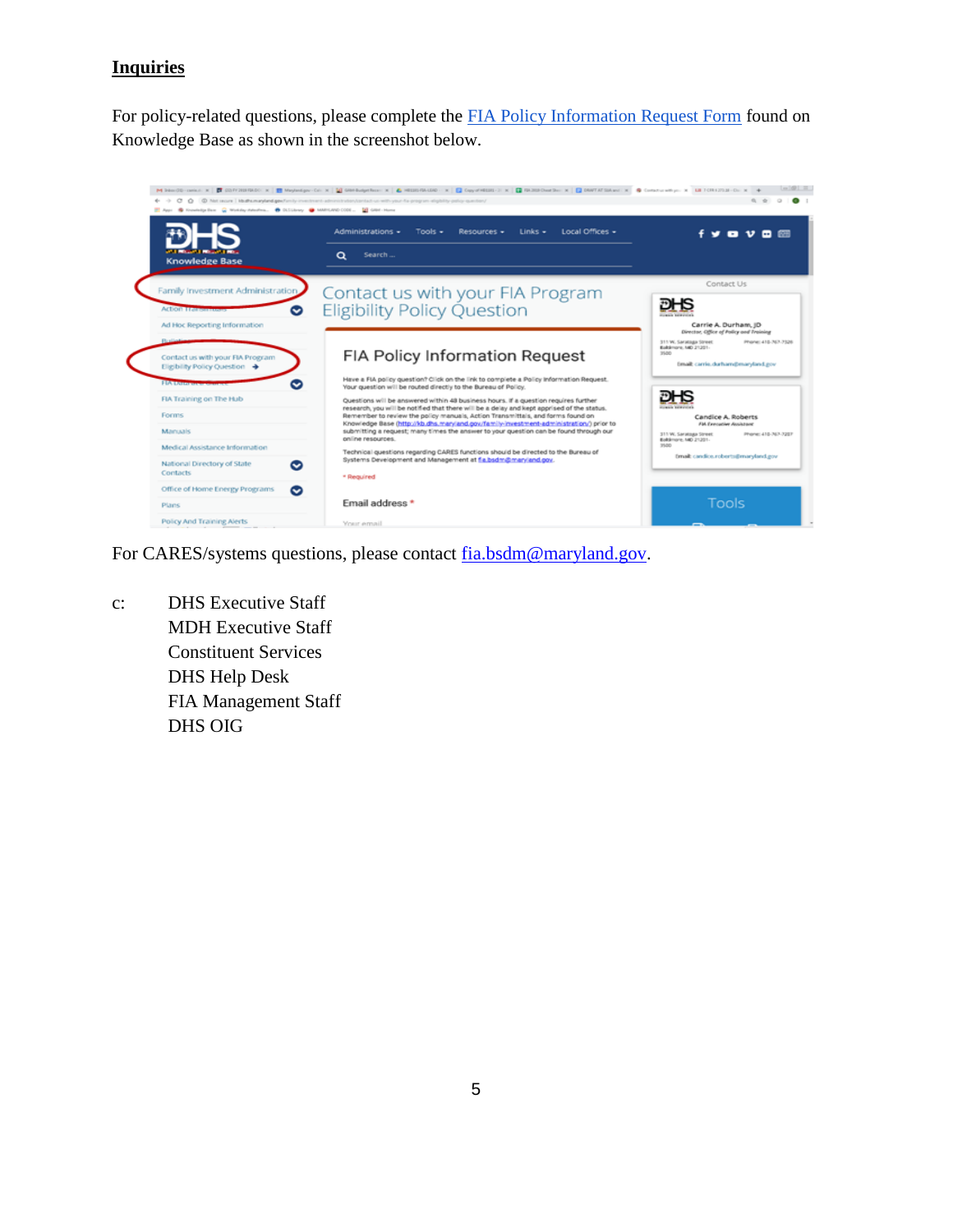## Inquiries

For policy-related questions, please complete the FIA Policy Information Request Form found on Knowledge Base as shown in the screenshot below.

For CARES/systems questions, please contact fia.bsdm@maryland.gov.

c: DHS Executive Staff
MDH Executive Staff
Constituent Services
DHS Help Desk
FIA Management Staff
DHS OIG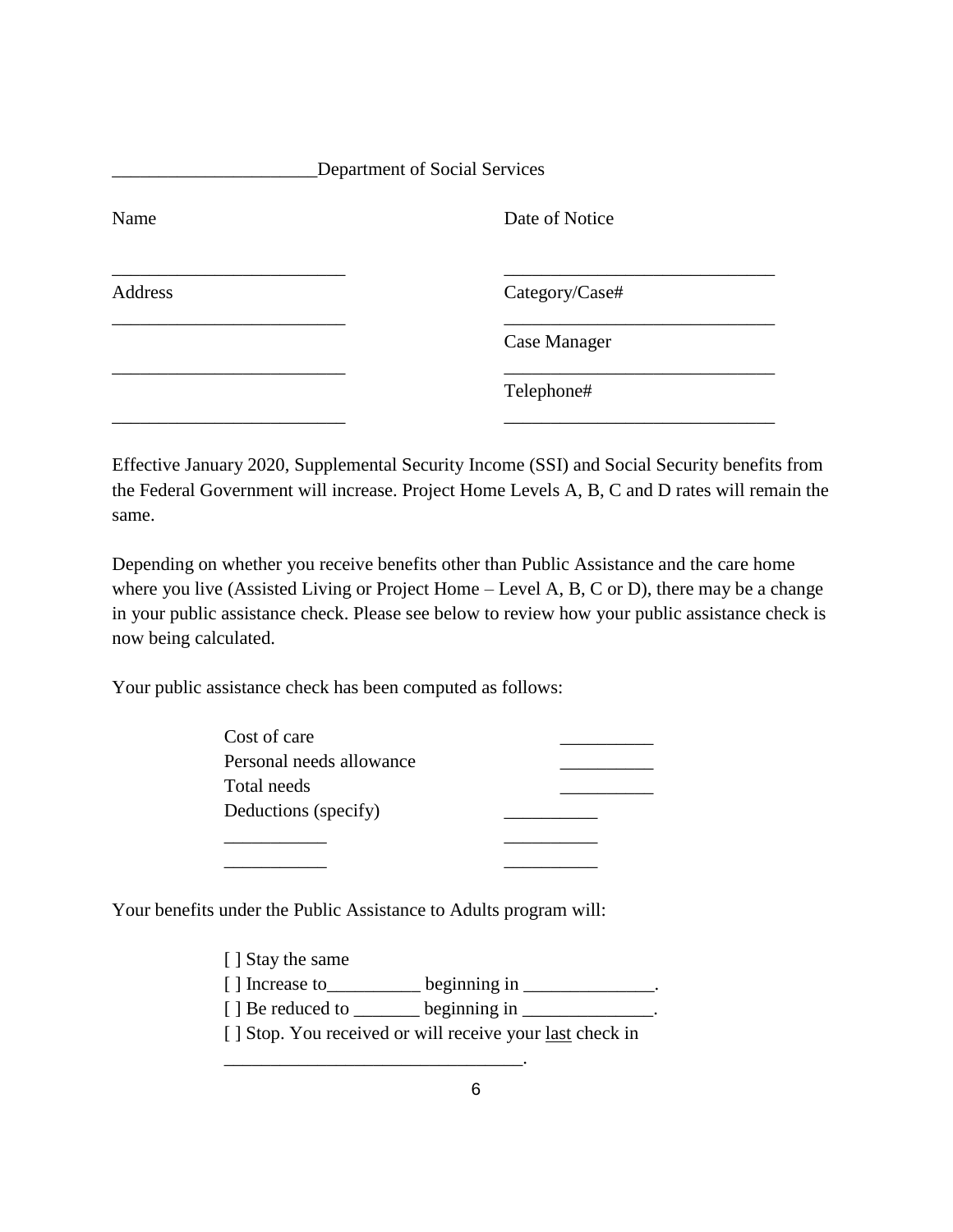______________________Department of Social Services

| Name | Date of Notice |
|---|---|
| _________________________ | _____________________________ |
| Address | Category/Case# |
| _________________________ | _____________________________ |
| | Case Manager |
| _________________________ | _____________________________ |
| | Telephone# |
| _________________________ | _____________________________ |

Effective January 2020, Supplemental Security Income (SSI) and Social Security benefits from the Federal Government will increase. Project Home Levels A, B, C and D rates will remain the same.

Depending on whether you receive benefits other than Public Assistance and the care home where you live (Assisted Living or Project Home – Level A, B, C or D), there may be a change in your public assistance check. Please see below to review how your public assistance check is now being calculated.

Your public assistance check has been computed as follows:

| | | |
|---|---|---|
| Cost of care | | __________ |
| Personal needs allowance | | __________ |
| Total needs | | __________ |
| Deductions (specify) | __________ | |
| ___________ | __________ | |
| ___________ | __________ | |

Your benefits under the Public Assistance to Adults program will:

[ ] Stay the same
[ ] Increase to__________ beginning in ______________.
[ ] Be reduced to _______ beginning in ______________.
[ ] Stop. You received or will receive your <u>last</u> check in
________________________________.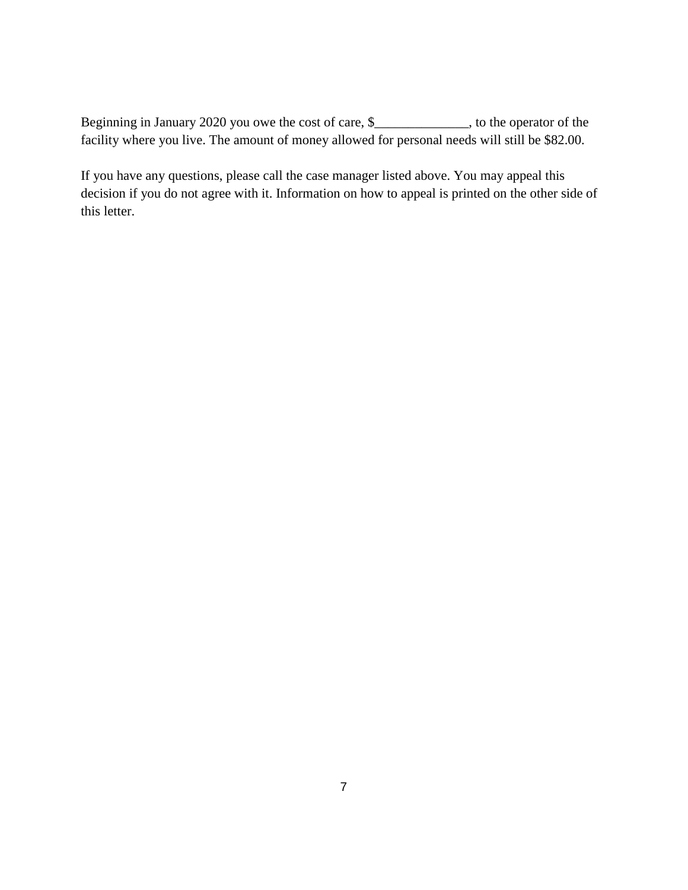Beginning in January 2020 you owe the cost of care, $______________, to the operator of the facility where you live. The amount of money allowed for personal needs will still be $82.00.

If you have any questions, please call the case manager listed above. You may appeal this decision if you do not agree with it. Information on how to appeal is printed on the other side of this letter.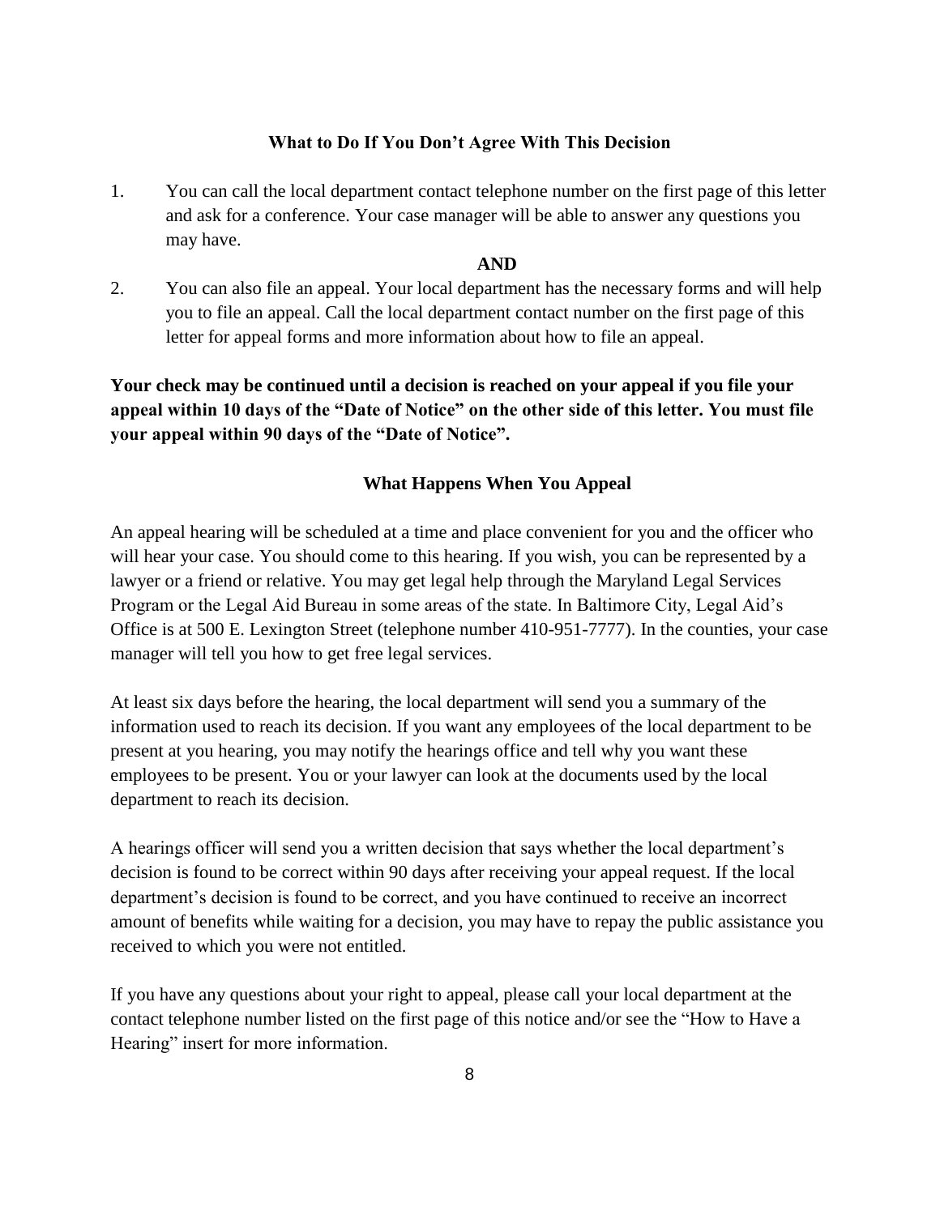## What to Do If You Don't Agree With This Decision

1. You can call the local department contact telephone number on the first page of this letter and ask for a conference. Your case manager will be able to answer any questions you may have.

**AND**

2. You can also file an appeal. Your local department has the necessary forms and will help you to file an appeal. Call the local department contact number on the first page of this letter for appeal forms and more information about how to file an appeal.

**Your check may be continued until a decision is reached on your appeal if you file your appeal within 10 days of the "Date of Notice" on the other side of this letter. You must file your appeal within 90 days of the "Date of Notice".**

## What Happens When You Appeal

An appeal hearing will be scheduled at a time and place convenient for you and the officer who will hear your case. You should come to this hearing. If you wish, you can be represented by a lawyer or a friend or relative. You may get legal help through the Maryland Legal Services Program or the Legal Aid Bureau in some areas of the state. In Baltimore City, Legal Aid's Office is at 500 E. Lexington Street (telephone number 410-951-7777). In the counties, your case manager will tell you how to get free legal services.

At least six days before the hearing, the local department will send you a summary of the information used to reach its decision. If you want any employees of the local department to be present at you hearing, you may notify the hearings office and tell why you want these employees to be present. You or your lawyer can look at the documents used by the local department to reach its decision.

A hearings officer will send you a written decision that says whether the local department's decision is found to be correct within 90 days after receiving your appeal request. If the local department's decision is found to be correct, and you have continued to receive an incorrect amount of benefits while waiting for a decision, you may have to repay the public assistance you received to which you were not entitled.

If you have any questions about your right to appeal, please call your local department at the contact telephone number listed on the first page of this notice and/or see the "How to Have a Hearing" insert for more information.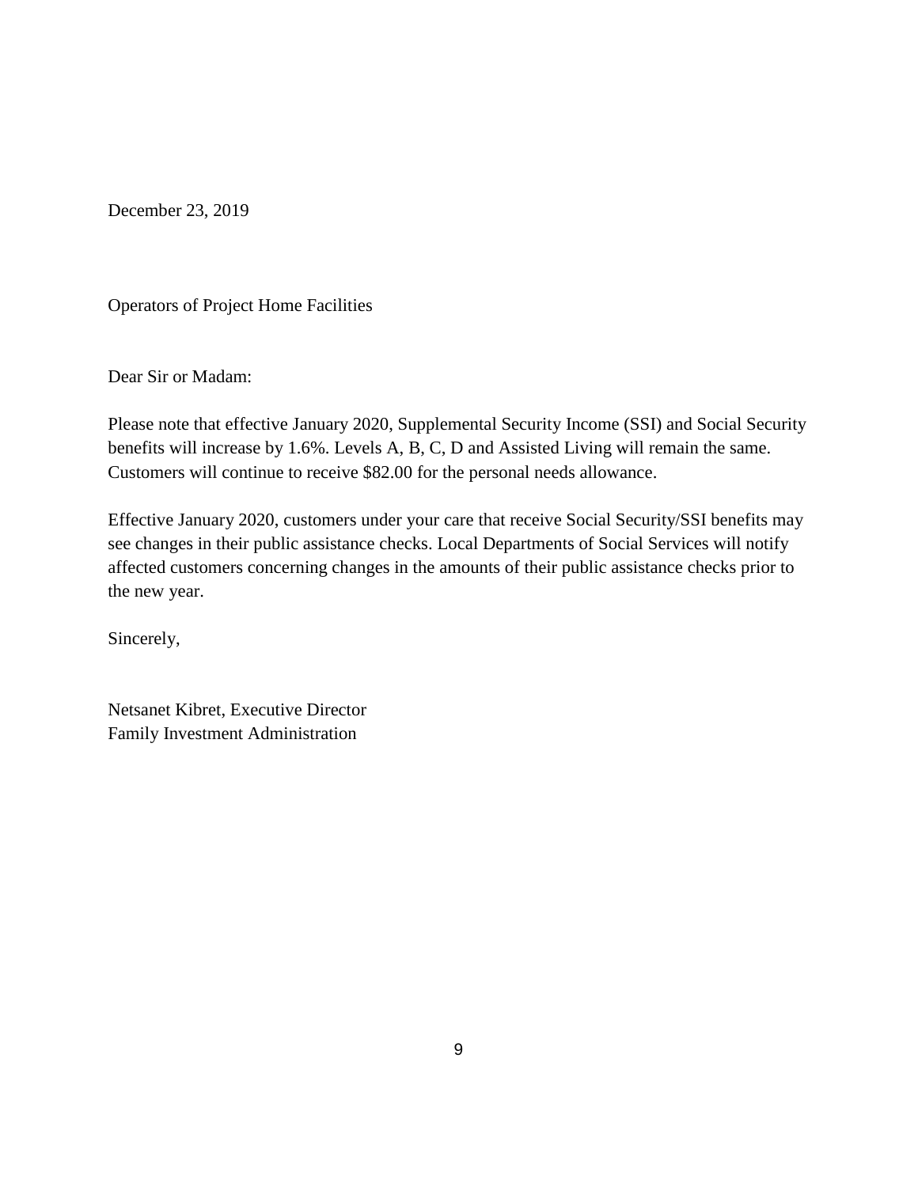December 23, 2019

Operators of Project Home Facilities

Dear Sir or Madam:

Please note that effective January 2020, Supplemental Security Income (SSI) and Social Security benefits will increase by 1.6%. Levels A, B, C, D and Assisted Living will remain the same. Customers will continue to receive $82.00 for the personal needs allowance.

Effective January 2020, customers under your care that receive Social Security/SSI benefits may see changes in their public assistance checks. Local Departments of Social Services will notify affected customers concerning changes in the amounts of their public assistance checks prior to the new year.

Sincerely,

Netsanet Kibret, Executive Director  
Family Investment Administration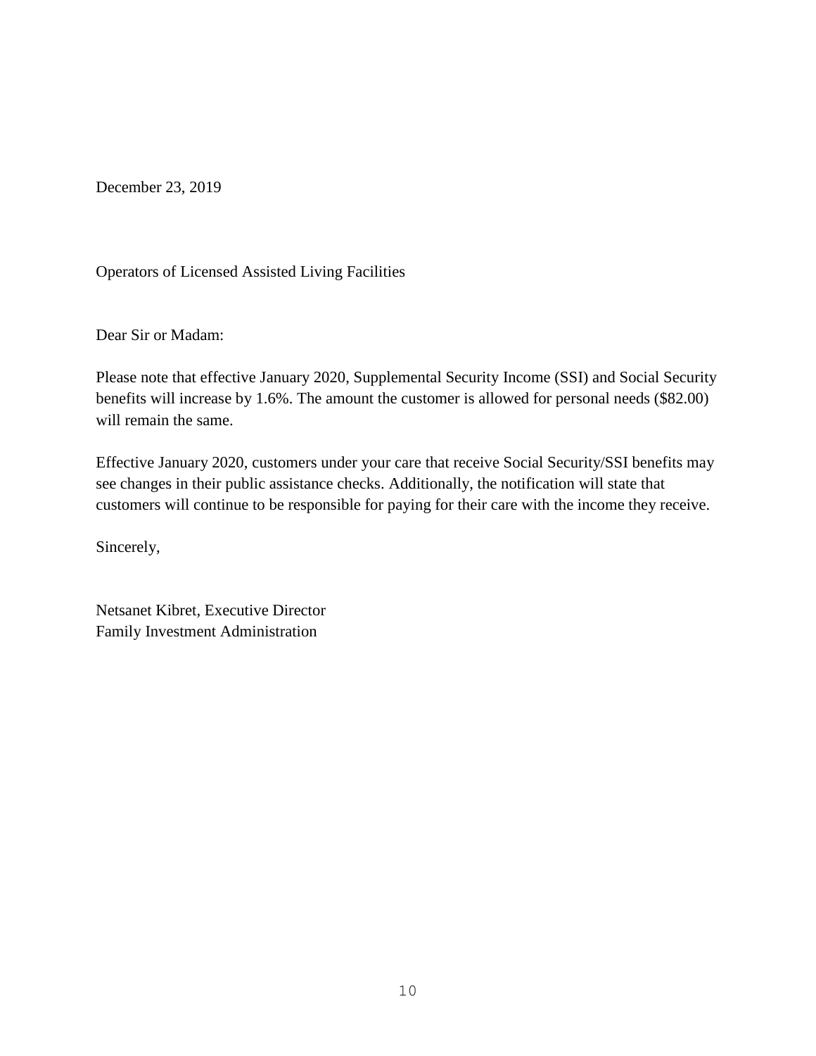December 23, 2019

Operators of Licensed Assisted Living Facilities

Dear Sir or Madam:

Please note that effective January 2020, Supplemental Security Income (SSI) and Social Security benefits will increase by 1.6%. The amount the customer is allowed for personal needs ($82.00) will remain the same.

Effective January 2020, customers under your care that receive Social Security/SSI benefits may see changes in their public assistance checks. Additionally, the notification will state that customers will continue to be responsible for paying for their care with the income they receive.

Sincerely,

Netsanet Kibret, Executive Director
Family Investment Administration